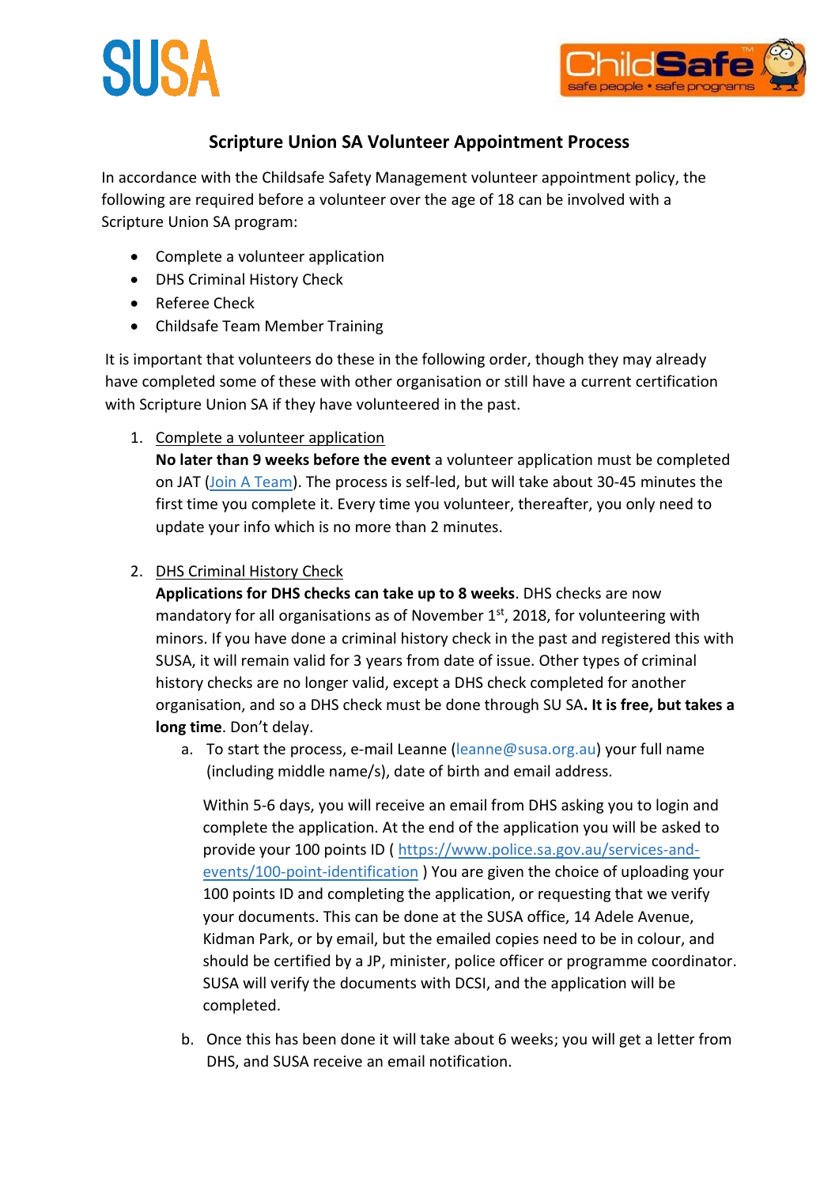SUSA

ChildSafe™ safe people • safe programs

# Scripture Union SA Volunteer Appointment Process

In accordance with the Childsafe Safety Management volunteer appointment policy, the following are required before a volunteer over the age of 18 can be involved with a Scripture Union SA program:

- Complete a volunteer application
- DHS Criminal History Check
- Referee Check
- Childsafe Team Member Training

It is important that volunteers do these in the following order, though they may already have completed some of these with other organisation or still have a current certification with Scripture Union SA if they have volunteered in the past.

1. Complete a volunteer application
   **No later than 9 weeks before the event** a volunteer application must be completed on JAT (Join A Team). The process is self-led, but will take about 30-45 minutes the first time you complete it. Every time you volunteer, thereafter, you only need to update your info which is no more than 2 minutes.

2. DHS Criminal History Check
   **Applications for DHS checks can take up to 8 weeks**. DHS checks are now mandatory for all organisations as of November 1st, 2018, for volunteering with minors. If you have done a criminal history check in the past and registered this with SUSA, it will remain valid for 3 years from date of issue. Other types of criminal history checks are no longer valid, except a DHS check completed for another organisation, and so a DHS check must be done through SU SA**. It is free, but takes a long time**. Don't delay.

   a. To start the process, e-mail Leanne (leanne@susa.org.au) your full name (including middle name/s), date of birth and email address.

      Within 5-6 days, you will receive an email from DHS asking you to login and complete the application. At the end of the application you will be asked to provide your 100 points ID ( https://www.police.sa.gov.au/services-and-events/100-point-identification ) You are given the choice of uploading your 100 points ID and completing the application, or requesting that we verify your documents. This can be done at the SUSA office, 14 Adele Avenue, Kidman Park, or by email, but the emailed copies need to be in colour, and should be certified by a JP, minister, police officer or programme coordinator. SUSA will verify the documents with DCSI, and the application will be completed.

   b. Once this has been done it will take about 6 weeks; you will get a letter from DHS, and SUSA receive an email notification.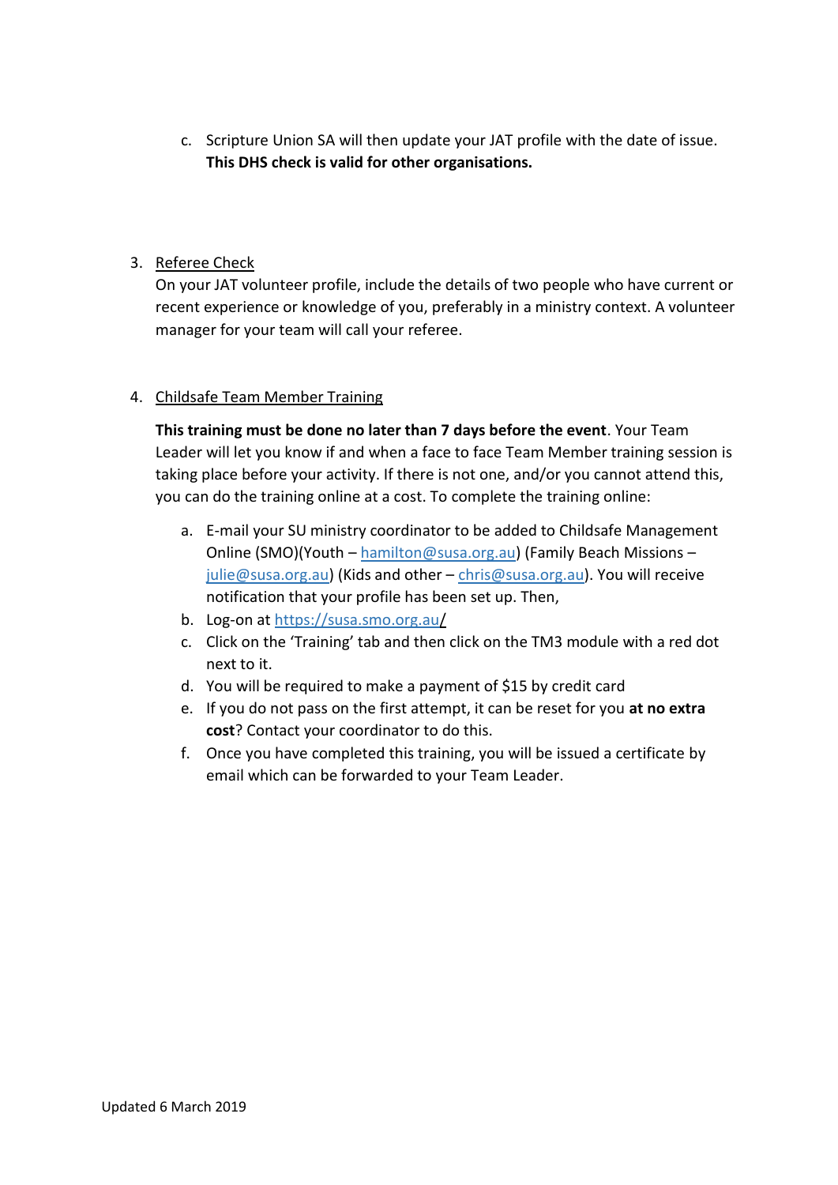c. Scripture Union SA will then update your JAT profile with the date of issue. **This DHS check is valid for other organisations.**

3. Referee Check

   On your JAT volunteer profile, include the details of two people who have current or recent experience or knowledge of you, preferably in a ministry context. A volunteer manager for your team will call your referee.

4. Childsafe Team Member Training

   **This training must be done no later than 7 days before the event**. Your Team Leader will let you know if and when a face to face Team Member training session is taking place before your activity. If there is not one, and/or you cannot attend this, you can do the training online at a cost. To complete the training online:

   a. E-mail your SU ministry coordinator to be added to Childsafe Management Online (SMO)(Youth – hamilton@susa.org.au) (Family Beach Missions – julie@susa.org.au) (Kids and other – chris@susa.org.au). You will receive notification that your profile has been set up. Then,
   b. Log-on at https://susa.smo.org.au/
   c. Click on the 'Training' tab and then click on the TM3 module with a red dot next to it.
   d. You will be required to make a payment of $15 by credit card
   e. If you do not pass on the first attempt, it can be reset for you **at no extra cost**? Contact your coordinator to do this.
   f. Once you have completed this training, you will be issued a certificate by email which can be forwarded to your Team Leader.

Updated 6 March 2019